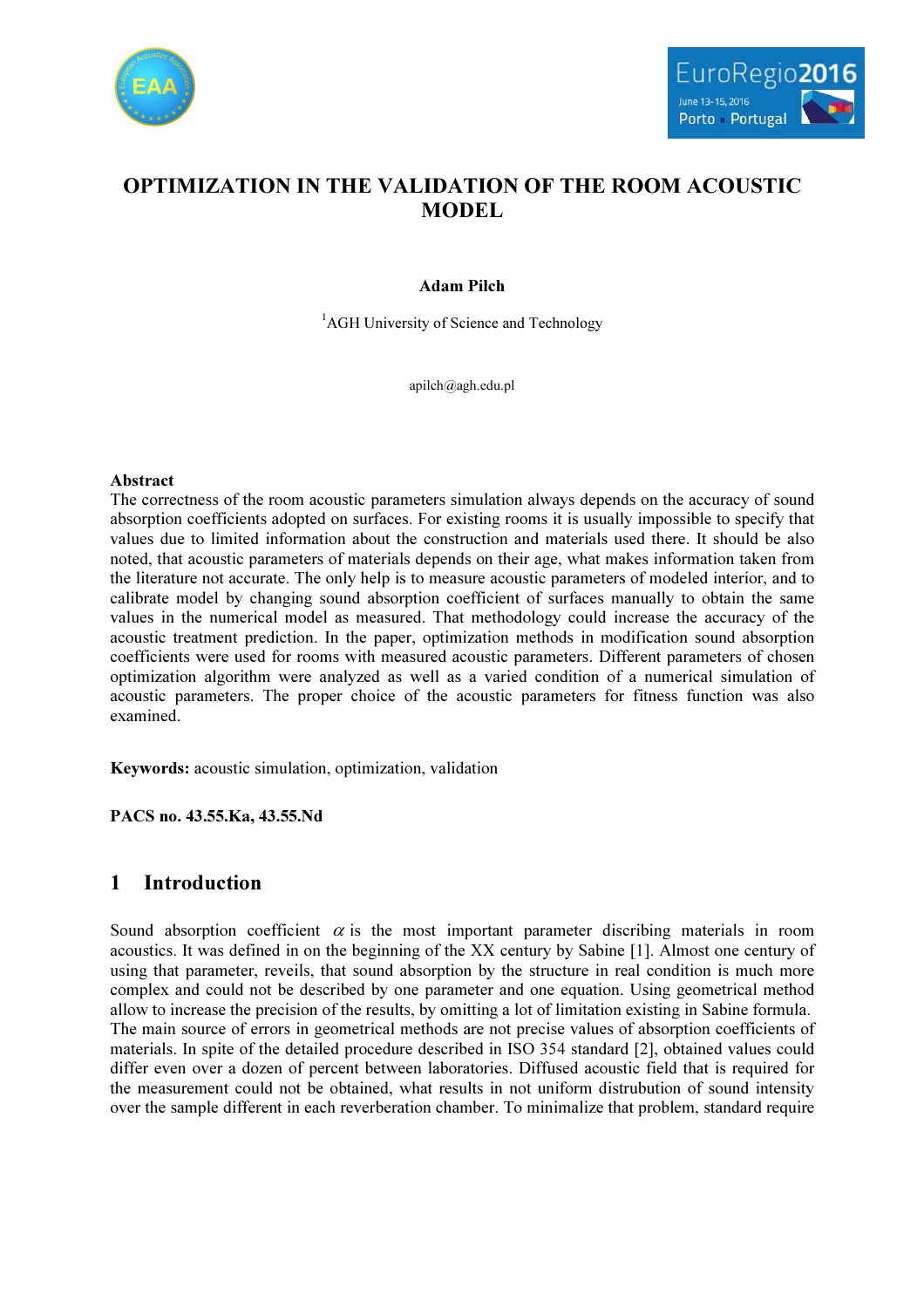# OPTIMIZATION IN THE VALIDATION OF THE ROOM ACOUSTIC MODEL

**Adam Pilch**

[1]AGH University of Science and Technology

apilch@agh.edu.pl

**Abstract**

The correctness of the room acoustic parameters simulation always depends on the accuracy of sound absorption coefficients adopted on surfaces. For existing rooms it is usually impossible to specify that values due to limited information about the construction and materials used there. It should be also noted, that acoustic parameters of materials depends on their age, what makes information taken from the literature not accurate. The only help is to measure acoustic parameters of modeled interior, and to calibrate model by changing sound absorption coefficient of surfaces manually to obtain the same values in the numerical model as measured. That methodology could increase the accuracy of the acoustic treatment prediction. In the paper, optimization methods in modification sound absorption coefficients were used for rooms with measured acoustic parameters. Different parameters of chosen optimization algorithm were analyzed as well as a varied condition of a numerical simulation of acoustic parameters. The proper choice of the acoustic parameters for fitness function was also examined.

**Keywords:** acoustic simulation, optimization, validation

**PACS no. 43.55.Ka, 43.55.Nd**

## 1 Introduction

Sound absorption coefficient $\alpha$ is the most important parameter discribing materials in room acoustics. It was defined in on the beginning of the XX century by Sabine [1]. Almost one century of using that parameter, reveils, that sound absorption by the structure in real condition is much more complex and could not be described by one parameter and one equation. Using geometrical method allow to increase the precision of the results, by omitting a lot of limitation existing in Sabine formula. The main source of errors in geometrical methods are not precise values of absorption coefficients of materials. In spite of the detailed procedure described in ISO 354 standard [2], obtained values could differ even over a dozen of percent between laboratories. Diffused acoustic field that is required for the measurement could not be obtained, what results in not uniform distrubution of sound intensity over the sample different in each reverberation chamber. To minimalize that problem, standard require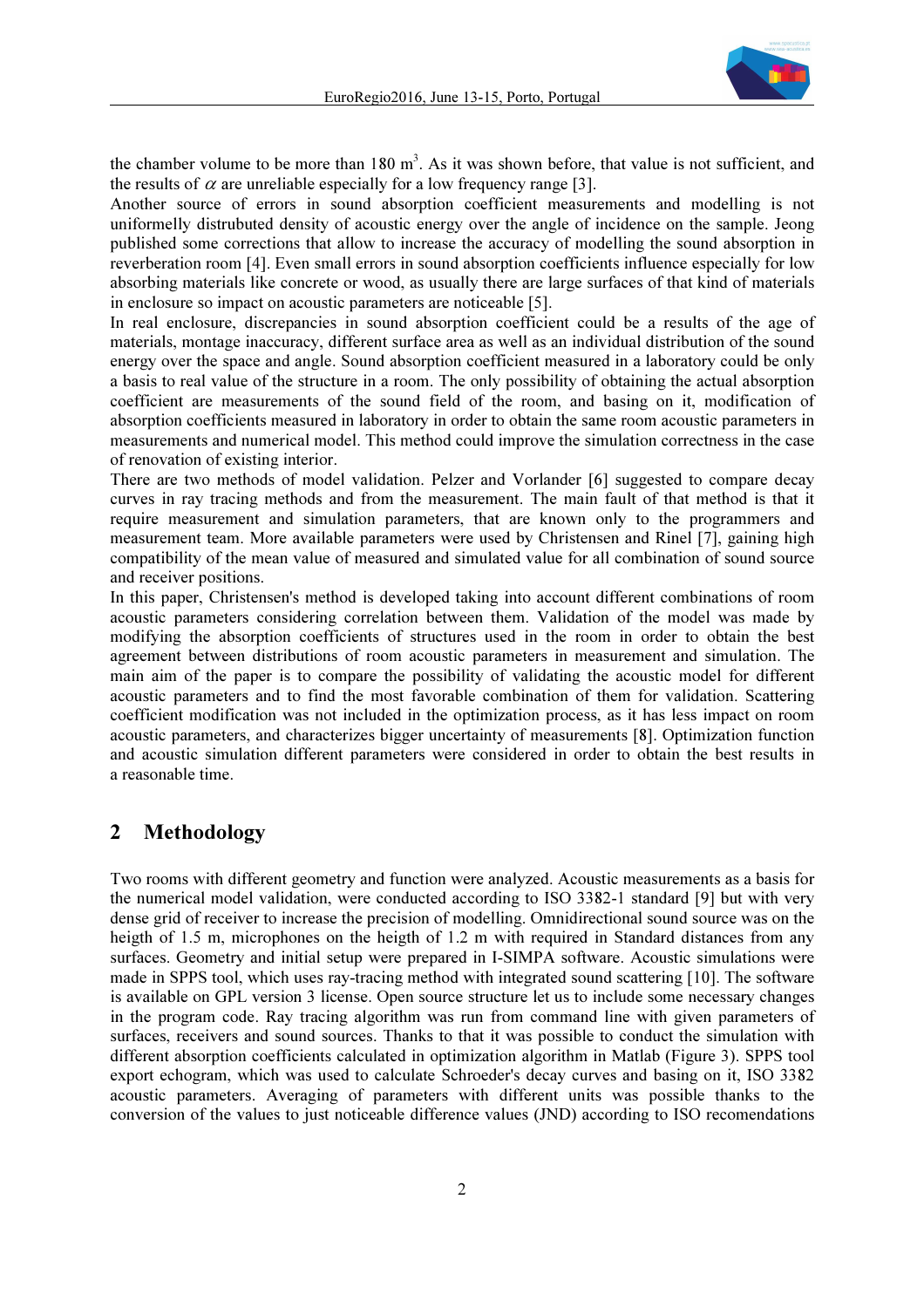the chamber volume to be more than 180 m$^3$. As it was shown before, that value is not sufficient, and the results of $\alpha$ are unreliable especially for a low frequency range [3].

Another source of errors in sound absorption coefficient measurements and modelling is not uniformelly distrubuted density of acoustic energy over the angle of incidence on the sample. Jeong published some corrections that allow to increase the accuracy of modelling the sound absorption in reverberation room [4]. Even small errors in sound absorption coefficients influence especially for low absorbing materials like concrete or wood, as usually there are large surfaces of that kind of materials in enclosure so impact on acoustic parameters are noticeable [5].

In real enclosure, discrepancies in sound absorption coefficient could be a results of the age of materials, montage inaccuracy, different surface area as well as an individual distribution of the sound energy over the space and angle. Sound absorption coefficient measured in a laboratory could be only a basis to real value of the structure in a room. The only possibility of obtaining the actual absorption coefficient are measurements of the sound field of the room, and basing on it, modification of absorption coefficients measured in laboratory in order to obtain the same room acoustic parameters in measurements and numerical model. This method could improve the simulation correctness in the case of renovation of existing interior.

There are two methods of model validation. Pelzer and Vorlander [6] suggested to compare decay curves in ray tracing methods and from the measurement. The main fault of that method is that it require measurement and simulation parameters, that are known only to the programmers and measurement team. More available parameters were used by Christensen and Rinel [7], gaining high compatibility of the mean value of measured and simulated value for all combination of sound source and receiver positions.

In this paper, Christensen's method is developed taking into account different combinations of room acoustic parameters considering correlation between them. Validation of the model was made by modifying the absorption coefficients of structures used in the room in order to obtain the best agreement between distributions of room acoustic parameters in measurement and simulation. The main aim of the paper is to compare the possibility of validating the acoustic model for different acoustic parameters and to find the most favorable combination of them for validation. Scattering coefficient modification was not included in the optimization process, as it has less impact on room acoustic parameters, and characterizes bigger uncertainty of measurements [8]. Optimization function and acoustic simulation different parameters were considered in order to obtain the best results in a reasonable time.

## 2 Methodology

Two rooms with different geometry and function were analyzed. Acoustic measurements as a basis for the numerical model validation, were conducted according to ISO 3382-1 standard [9] but with very dense grid of receiver to increase the precision of modelling. Omnidirectional sound source was on the heigth of 1.5 m, microphones on the heigth of 1.2 m with required in Standard distances from any surfaces. Geometry and initial setup were prepared in I-SIMPA software. Acoustic simulations were made in SPPS tool, which uses ray-tracing method with integrated sound scattering [10]. The software is available on GPL version 3 license. Open source structure let us to include some necessary changes in the program code. Ray tracing algorithm was run from command line with given parameters of surfaces, receivers and sound sources. Thanks to that it was possible to conduct the simulation with different absorption coefficients calculated in optimization algorithm in Matlab (Figure 3). SPPS tool export echogram, which was used to calculate Schroeder's decay curves and basing on it, ISO 3382 acoustic parameters. Averaging of parameters with different units was possible thanks to the conversion of the values to just noticeable difference values (JND) according to ISO recomendations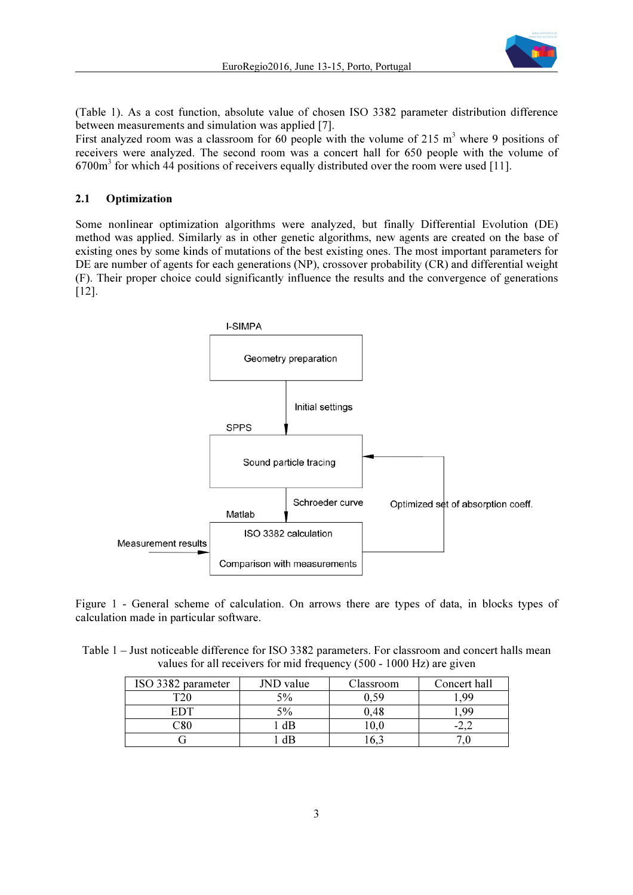(Table 1). As a cost function, absolute value of chosen ISO 3382 parameter distribution difference between measurements and simulation was applied [7].
First analyzed room was a classroom for 60 people with the volume of 215 $m^3$ where 9 positions of receivers were analyzed. The second room was a concert hall for 650 people with the volume of 6700$m^3$ for which 44 positions of receivers equally distributed over the room were used [11].

### 2.1 Optimization

Some nonlinear optimization algorithms were analyzed, but finally Differential Evolution (DE) method was applied. Similarly as in other genetic algorithms, new agents are created on the base of existing ones by some kinds of mutations of the best existing ones. The most important parameters for DE are number of agents for each generations (NP), crossover probability (CR) and differential weight (F). Their proper choice could significantly influence the results and the convergence of generations [12].

I-SIMPA

Geometry preparation

Initial settings

SPPS

Sound particle tracing

Schroeder curve

Optimized set of absorption coeff.

Matlab

ISO 3382 calculation

Measurement results

Comparison with measurements

Figure 1 - General scheme of calculation. On arrows there are types of data, in blocks types of calculation made in particular software.

Table 1 – Just noticeable difference for ISO 3382 parameters. For classroom and concert halls mean values for all receivers for mid frequency (500 - 1000 Hz) are given

| ISO 3382 parameter | JND value | Classroom | Concert hall |
|---|---|---|---|
| T20 | 5% | 0,59 | 1,99 |
| EDT | 5% | 0,48 | 1,99 |
| C80 | 1 dB | 10,0 | -2,2 |
| G | 1 dB | 16,3 | 7,0 |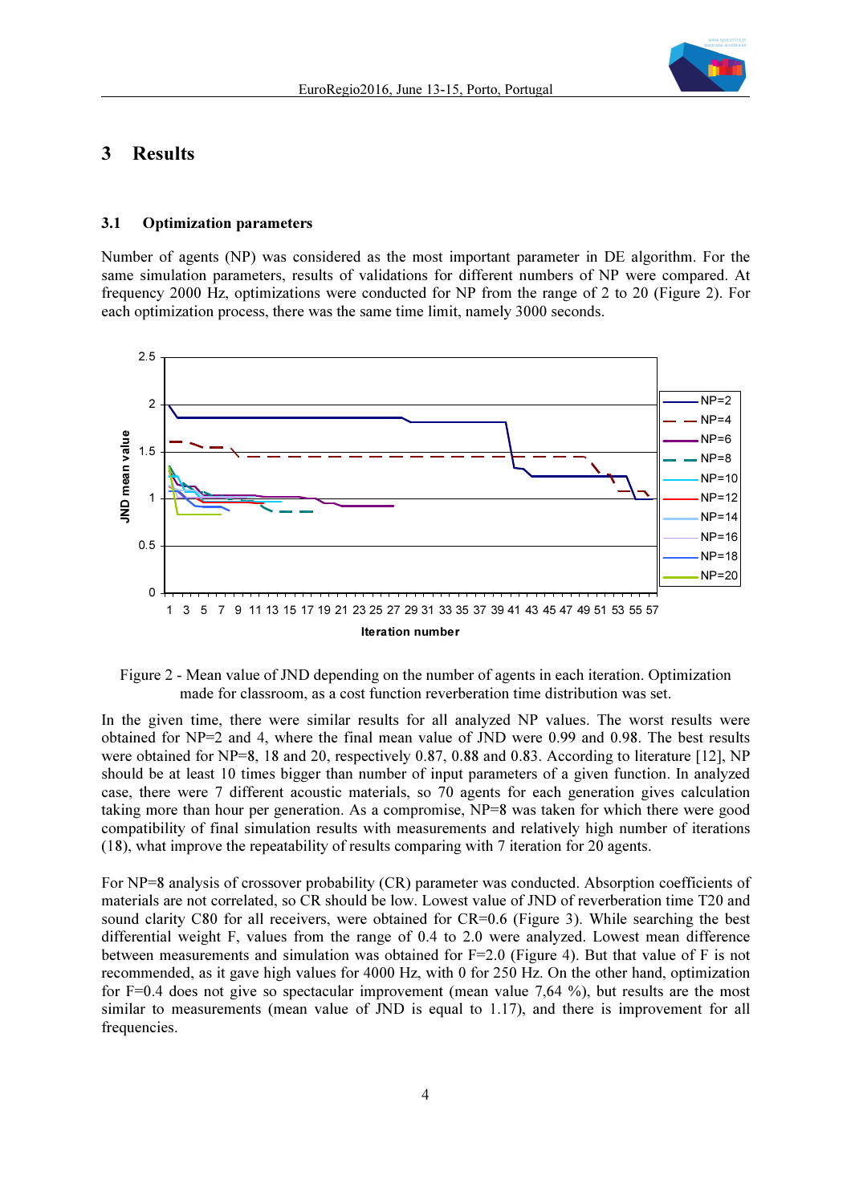## 3 Results

### 3.1 Optimization parameters

Number of agents (NP) was considered as the most important parameter in DE algorithm. For the same simulation parameters, results of validations for different numbers of NP were compared. At frequency 2000 Hz, optimizations were conducted for NP from the range of 2 to 20 (Figure 2). For each optimization process, there was the same time limit, namely 3000 seconds.

Figure 2 - Mean value of JND depending on the number of agents in each iteration. Optimization made for classroom, as a cost function reverberation time distribution was set.

In the given time, there were similar results for all analyzed NP values. The worst results were obtained for NP=2 and 4, where the final mean value of JND were 0.99 and 0.98. The best results were obtained for NP=8, 18 and 20, respectively 0.87, 0.88 and 0.83. According to literature [12], NP should be at least 10 times bigger than number of input parameters of a given function. In analyzed case, there were 7 different acoustic materials, so 70 agents for each generation gives calculation taking more than hour per generation. As a compromise, NP=8 was taken for which there were good compatibility of final simulation results with measurements and relatively high number of iterations (18), what improve the repeatability of results comparing with 7 iteration for 20 agents.

For NP=8 analysis of crossover probability (CR) parameter was conducted. Absorption coefficients of materials are not correlated, so CR should be low. Lowest value of JND of reverberation time T20 and sound clarity C80 for all receivers, were obtained for CR=0.6 (Figure 3). While searching the best differential weight F, values from the range of 0.4 to 2.0 were analyzed. Lowest mean difference between measurements and simulation was obtained for F=2.0 (Figure 4). But that value of F is not recommended, as it gave high values for 4000 Hz, with 0 for 250 Hz. On the other hand, optimization for F=0.4 does not give so spectacular improvement (mean value 7,64 %), but results are the most similar to measurements (mean value of JND is equal to 1.17), and there is improvement for all frequencies.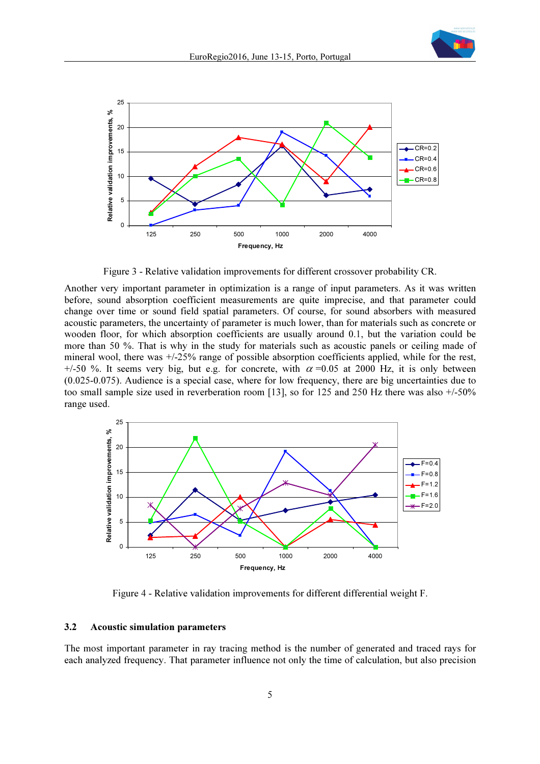Figure 3 - Relative validation improvements for different crossover probability CR.

Another very important parameter in optimization is a range of input parameters. As it was written before, sound absorption coefficient measurements are quite imprecise, and that parameter could change over time or sound field spatial parameters. Of course, for sound absorbers with measured acoustic parameters, the uncertainty of parameter is much lower, than for materials such as concrete or wooden floor, for which absorption coefficients are usually around 0.1, but the variation could be more than 50 %. That is why in the study for materials such as acoustic panels or ceiling made of mineral wool, there was +/-25% range of possible absorption coefficients applied, while for the rest, +/-50 %. It seems very big, but e.g. for concrete, with $\alpha$ =0.05 at 2000 Hz, it is only between (0.025-0.075). Audience is a special case, where for low frequency, there are big uncertainties due to too small sample size used in reverberation room [13], so for 125 and 250 Hz there was also +/-50% range used.

Figure 4 - Relative validation improvements for different differential weight F.

### 3.2 Acoustic simulation parameters

The most important parameter in ray tracing method is the number of generated and traced rays for each analyzed frequency. That parameter influence not only the time of calculation, but also precision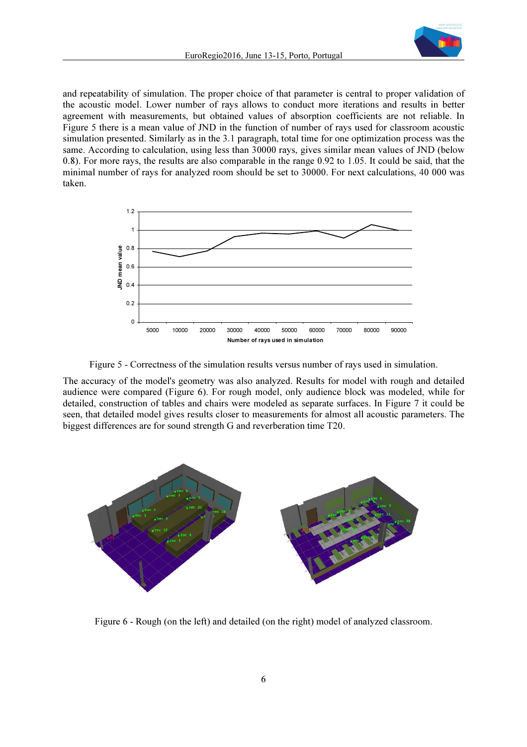and repeatability of simulation. The proper choice of that parameter is central to proper validation of the acoustic model. Lower number of rays allows to conduct more iterations and results in better agreement with measurements, but obtained values of absorption coefficients are not reliable. In Figure 5 there is a mean value of JND in the function of number of rays used for classroom acoustic simulation presented. Similarly as in the 3.1 paragraph, total time for one optimization process was the same. According to calculation, using less than 30000 rays, gives similar mean values of JND (below 0.8). For more rays, the results are also comparable in the range 0.92 to 1.05. It could be said, that the minimal number of rays for analyzed room should be set to 30000. For next calculations, 40 000 was taken.

Figure 5 - Correctness of the simulation results versus number of rays used in simulation.

The accuracy of the model's geometry was also analyzed. Results for model with rough and detailed audience were compared (Figure 6). For rough model, only audience block was modeled, while for detailed, construction of tables and chairs were modeled as separate surfaces. In Figure 7 it could be seen, that detailed model gives results closer to measurements for almost all acoustic parameters. The biggest differences are for sound strength G and reverberation time T20.

Figure 6 - Rough (on the left) and detailed (on the right) model of analyzed classroom.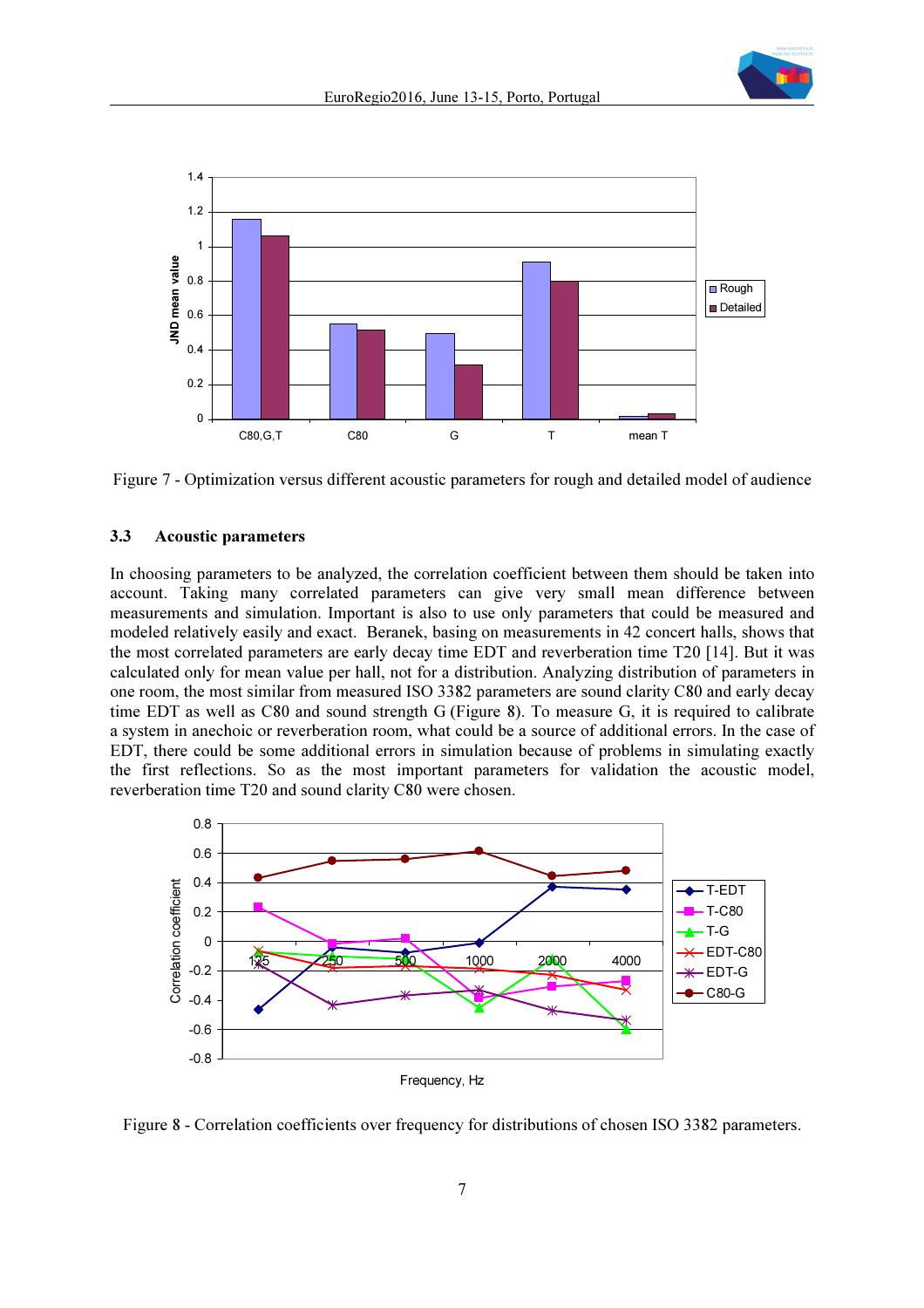Figure 7 - Optimization versus different acoustic parameters for rough and detailed model of audience

### 3.3 Acoustic parameters

In choosing parameters to be analyzed, the correlation coefficient between them should be taken into account. Taking many correlated parameters can give very small mean difference between measurements and simulation. Important is also to use only parameters that could be measured and modeled relatively easily and exact. Beranek, basing on measurements in 42 concert halls, shows that the most correlated parameters are early decay time EDT and reverberation time T20 [14]. But it was calculated only for mean value per hall, not for a distribution. Analyzing distribution of parameters in one room, the most similar from measured ISO 3382 parameters are sound clarity C80 and early decay time EDT as well as C80 and sound strength G (Figure 8). To measure G, it is required to calibrate a system in anechoic or reverberation room, what could be a source of additional errors. In the case of EDT, there could be some additional errors in simulation because of problems in simulating exactly the first reflections. So as the most important parameters for validation the acoustic model, reverberation time T20 and sound clarity C80 were chosen.

Figure 8 - Correlation coefficients over frequency for distributions of chosen ISO 3382 parameters.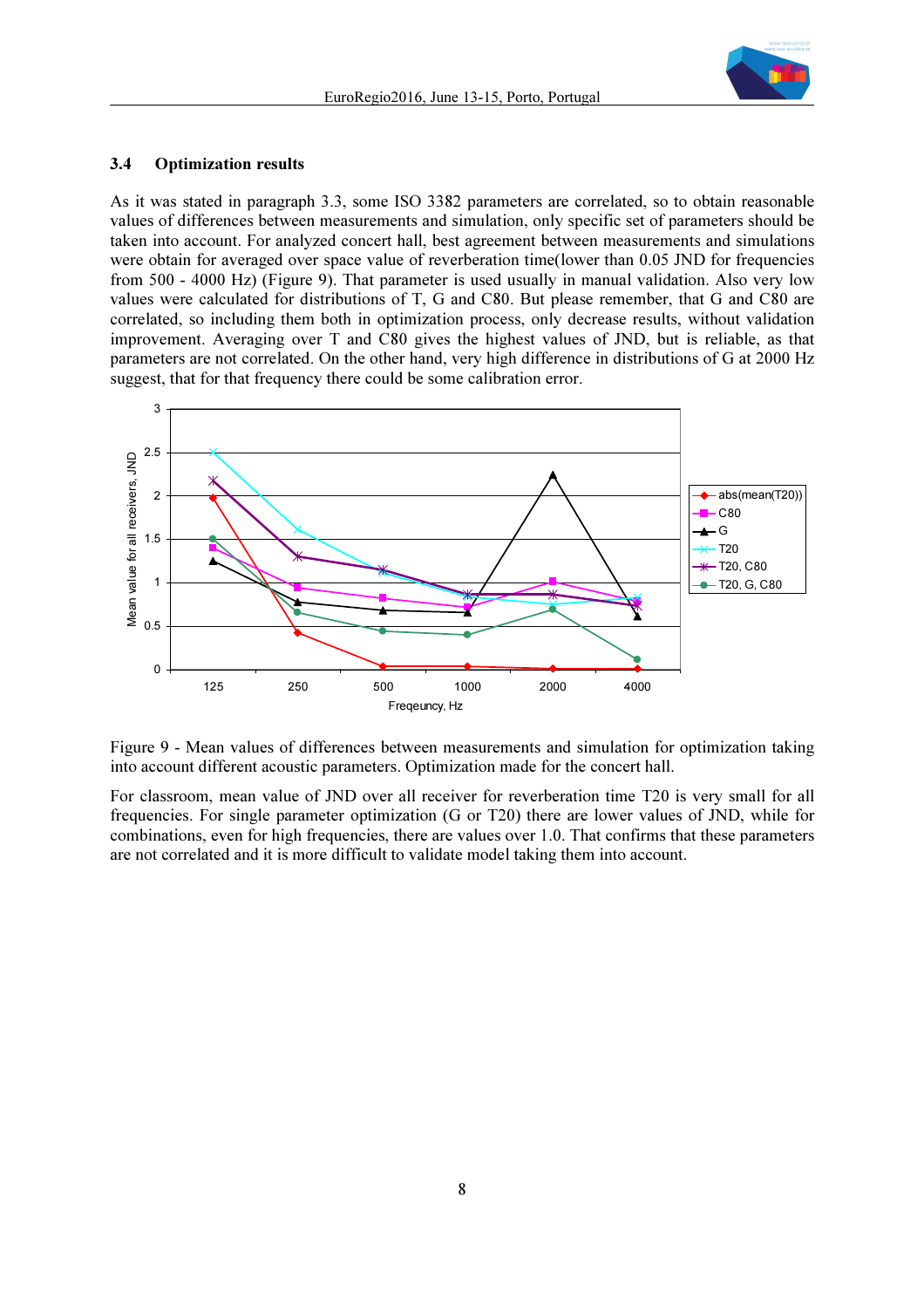### 3.4 Optimization results

As it was stated in paragraph 3.3, some ISO 3382 parameters are correlated, so to obtain reasonable values of differences between measurements and simulation, only specific set of parameters should be taken into account. For analyzed concert hall, best agreement between measurements and simulations were obtain for averaged over space value of reverberation time(lower than 0.05 JND for frequencies from 500 - 4000 Hz) (Figure 9). That parameter is used usually in manual validation. Also very low values were calculated for distributions of T, G and C80. But please remember, that G and C80 are correlated, so including them both in optimization process, only decrease results, without validation improvement. Averaging over T and C80 gives the highest values of JND, but is reliable, as that parameters are not correlated. On the other hand, very high difference in distributions of G at 2000 Hz suggest, that for that frequency there could be some calibration error.

Figure 9 - Mean values of differences between measurements and simulation for optimization taking into account different acoustic parameters. Optimization made for the concert hall.

For classroom, mean value of JND over all receiver for reverberation time T20 is very small for all frequencies. For single parameter optimization (G or T20) there are lower values of JND, while for combinations, even for high frequencies, there are values over 1.0. That confirms that these parameters are not correlated and it is more difficult to validate model taking them into account.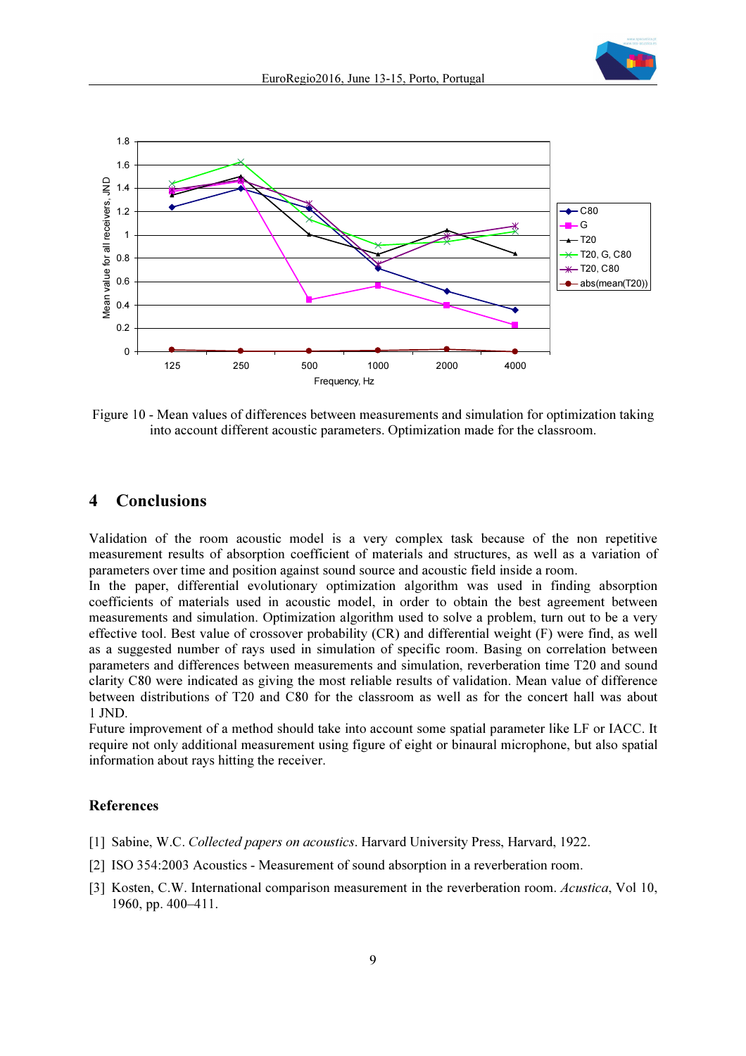Figure 10 - Mean values of differences between measurements and simulation for optimization taking into account different acoustic parameters. Optimization made for the classroom.

# 4 Conclusions

Validation of the room acoustic model is a very complex task because of the non repetitive measurement results of absorption coefficient of materials and structures, as well as a variation of parameters over time and position against sound source and acoustic field inside a room.

In the paper, differential evolutionary optimization algorithm was used in finding absorption coefficients of materials used in acoustic model, in order to obtain the best agreement between measurements and simulation. Optimization algorithm used to solve a problem, turn out to be a very effective tool. Best value of crossover probability (CR) and differential weight (F) were find, as well as a suggested number of rays used in simulation of specific room. Basing on correlation between parameters and differences between measurements and simulation, reverberation time T20 and sound clarity C80 were indicated as giving the most reliable results of validation. Mean value of difference between distributions of T20 and C80 for the classroom as well as for the concert hall was about 1 JND.

Future improvement of a method should take into account some spatial parameter like LF or IACC. It require not only additional measurement using figure of eight or binaural microphone, but also spatial information about rays hitting the receiver.

## References

[1] Sabine, W.C. *Collected papers on acoustics*. Harvard University Press, Harvard, 1922.

[2] ISO 354:2003 Acoustics - Measurement of sound absorption in a reverberation room.

[3] Kosten, C.W. International comparison measurement in the reverberation room. *Acustica*, Vol 10, 1960, pp. 400–411.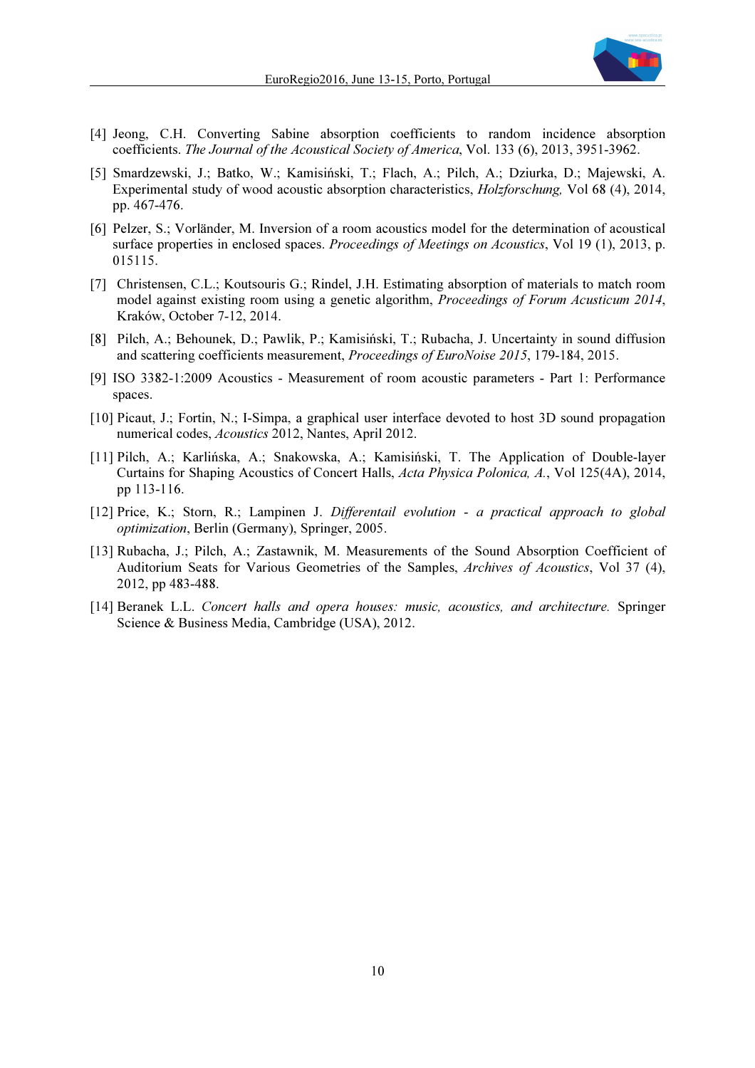[4] Jeong, C.H. Converting Sabine absorption coefficients to random incidence absorption coefficients. *The Journal of the Acoustical Society of America*, Vol. 133 (6), 2013, 3951-3962.

[5] Smardzewski, J.; Batko, W.; Kamisiński, T.; Flach, A.; Pilch, A.; Dziurka, D.; Majewski, A. Experimental study of wood acoustic absorption characteristics, *Holzforschung,* Vol 68 (4), 2014, pp. 467-476.

[6] Pelzer, S.; Vorländer, M. Inversion of a room acoustics model for the determination of acoustical surface properties in enclosed spaces. *Proceedings of Meetings on Acoustics*, Vol 19 (1), 2013, p. 015115.

[7] Christensen, C.L.; Koutsouris G.; Rindel, J.H. Estimating absorption of materials to match room model against existing room using a genetic algorithm, *Proceedings of Forum Acusticum 2014*, Kraków, October 7-12, 2014.

[8] Pilch, A.; Behounek, D.; Pawlik, P.; Kamisiński, T.; Rubacha, J. Uncertainty in sound diffusion and scattering coefficients measurement, *Proceedings of EuroNoise 2015*, 179-184, 2015.

[9] ISO 3382-1:2009 Acoustics - Measurement of room acoustic parameters - Part 1: Performance spaces.

[10] Picaut, J.; Fortin, N.; I-Simpa, a graphical user interface devoted to host 3D sound propagation numerical codes, *Acoustics* 2012, Nantes, April 2012.

[11] Pilch, A.; Karlińska, A.; Snakowska, A.; Kamisiński, T. The Application of Double-layer Curtains for Shaping Acoustics of Concert Halls, *Acta Physica Polonica, A.*, Vol 125(4A), 2014, pp 113-116.

[12] Price, K.; Storn, R.; Lampinen J. *Differentail evolution - a practical approach to global optimization*, Berlin (Germany), Springer, 2005.

[13] Rubacha, J.; Pilch, A.; Zastawnik, M. Measurements of the Sound Absorption Coefficient of Auditorium Seats for Various Geometries of the Samples, *Archives of Acoustics*, Vol 37 (4), 2012, pp 483-488.

[14] Beranek L.L. *Concert halls and opera houses: music, acoustics, and architecture.* Springer Science & Business Media, Cambridge (USA), 2012.